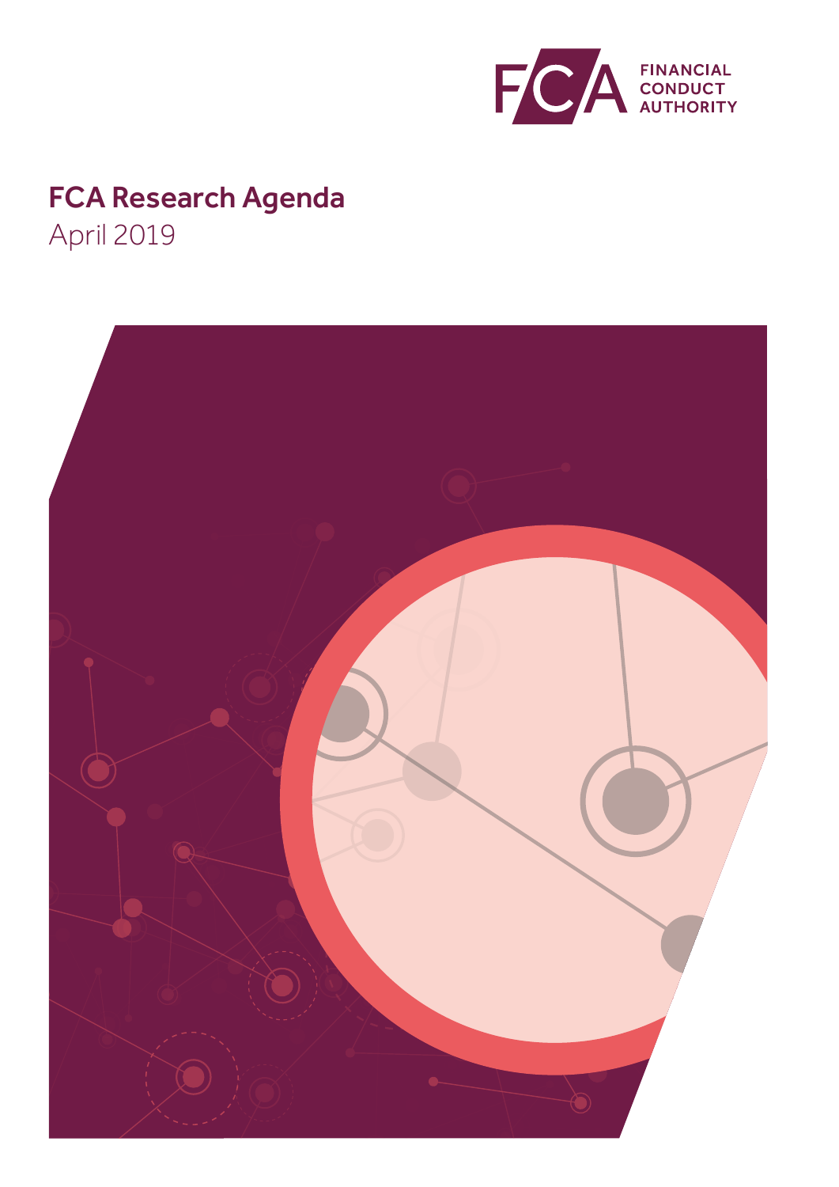FCA FINANCIAL CONDUCT AUTHORITY

# FCA Research Agenda

April 2019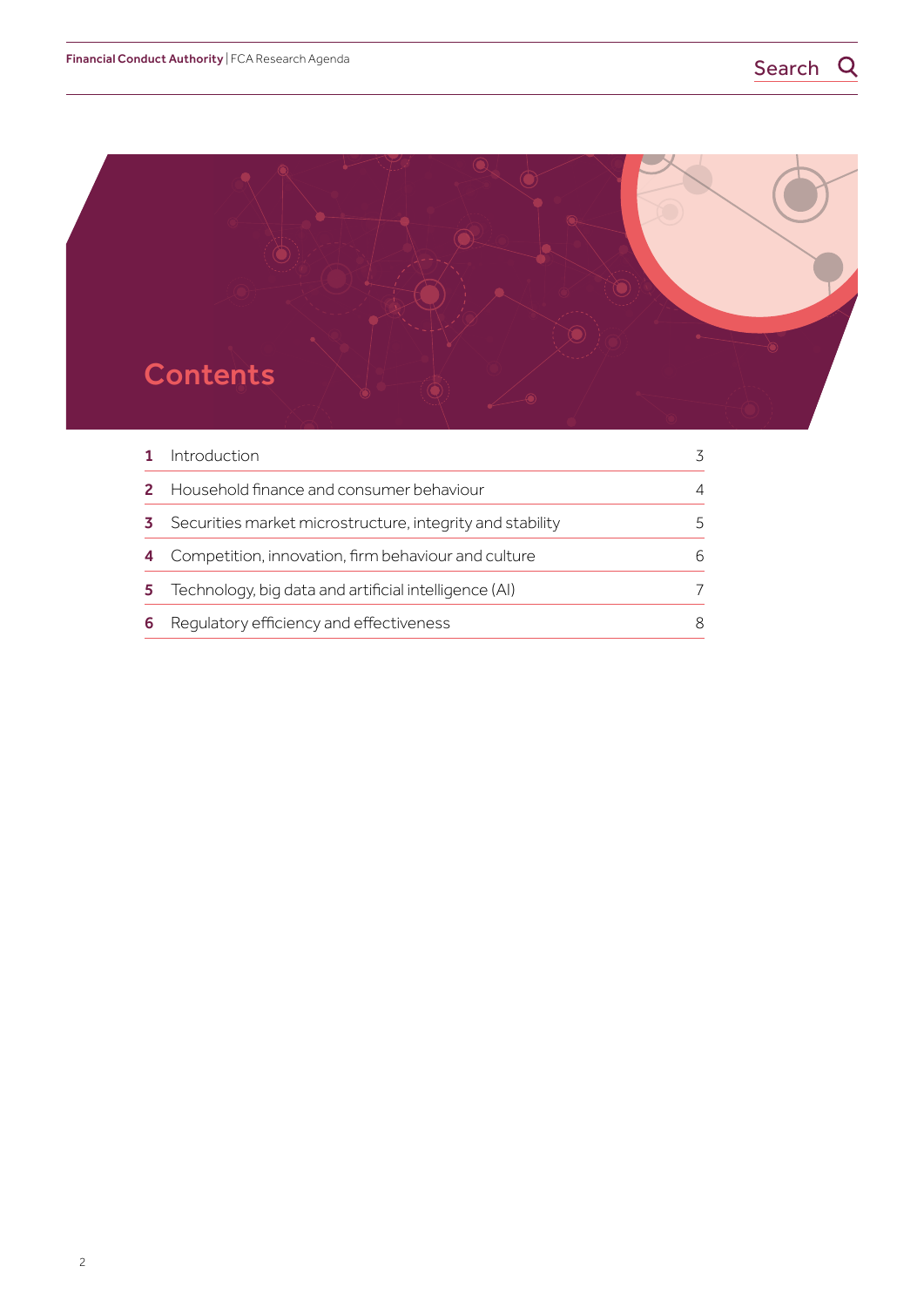# Contents

| | | |
|---|---|---|
| **1** | Introduction | 3 |
| **2** | Household finance and consumer behaviour | 4 |
| **3** | Securities market microstructure, integrity and stability | 5 |
| **4** | Competition, innovation, firm behaviour and culture | 6 |
| **5** | Technology, big data and artificial intelligence (AI) | 7 |
| **6** | Regulatory efficiency and effectiveness | 8 |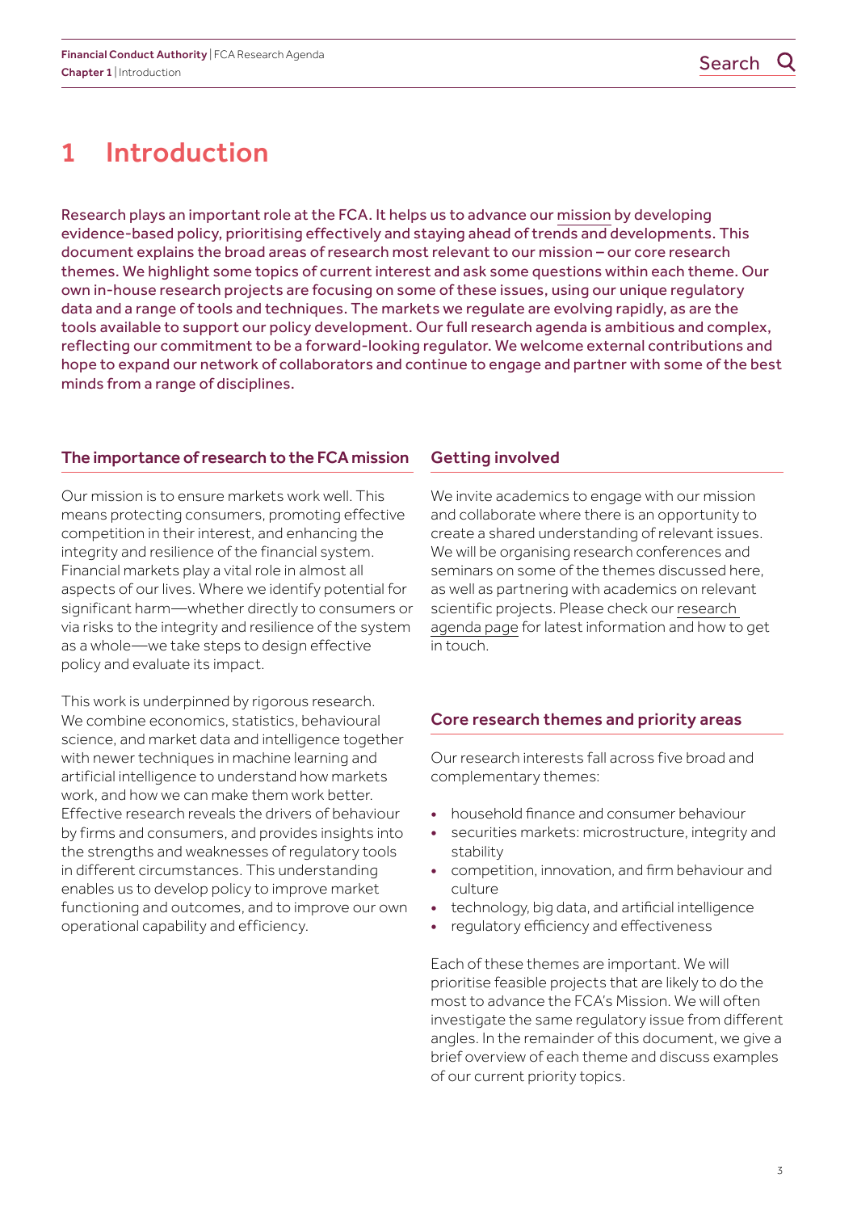# 1 Introduction

Research plays an important role at the FCA. It helps us to advance our mission by developing evidence-based policy, prioritising effectively and staying ahead of trends and developments. This document explains the broad areas of research most relevant to our mission – our core research themes. We highlight some topics of current interest and ask some questions within each theme. Our own in-house research projects are focusing on some of these issues, using our unique regulatory data and a range of tools and techniques. The markets we regulate are evolving rapidly, as are the tools available to support our policy development. Our full research agenda is ambitious and complex, reflecting our commitment to be a forward-looking regulator. We welcome external contributions and hope to expand our network of collaborators and continue to engage and partner with some of the best minds from a range of disciplines.

## The importance of research to the FCA mission

Our mission is to ensure markets work well. This means protecting consumers, promoting effective competition in their interest, and enhancing the integrity and resilience of the financial system. Financial markets play a vital role in almost all aspects of our lives. Where we identify potential for significant harm—whether directly to consumers or via risks to the integrity and resilience of the system as a whole—we take steps to design effective policy and evaluate its impact.

This work is underpinned by rigorous research. We combine economics, statistics, behavioural science, and market data and intelligence together with newer techniques in machine learning and artificial intelligence to understand how markets work, and how we can make them work better. Effective research reveals the drivers of behaviour by firms and consumers, and provides insights into the strengths and weaknesses of regulatory tools in different circumstances. This understanding enables us to develop policy to improve market functioning and outcomes, and to improve our own operational capability and efficiency.

## Getting involved

We invite academics to engage with our mission and collaborate where there is an opportunity to create a shared understanding of relevant issues. We will be organising research conferences and seminars on some of the themes discussed here, as well as partnering with academics on relevant scientific projects. Please check our research agenda page for latest information and how to get in touch.

## Core research themes and priority areas

Our research interests fall across five broad and complementary themes:

- household finance and consumer behaviour
- securities markets: microstructure, integrity and stability
- competition, innovation, and firm behaviour and culture
- technology, big data, and artificial intelligence
- regulatory efficiency and effectiveness

Each of these themes are important. We will prioritise feasible projects that are likely to do the most to advance the FCA's Mission. We will often investigate the same regulatory issue from different angles. In the remainder of this document, we give a brief overview of each theme and discuss examples of our current priority topics.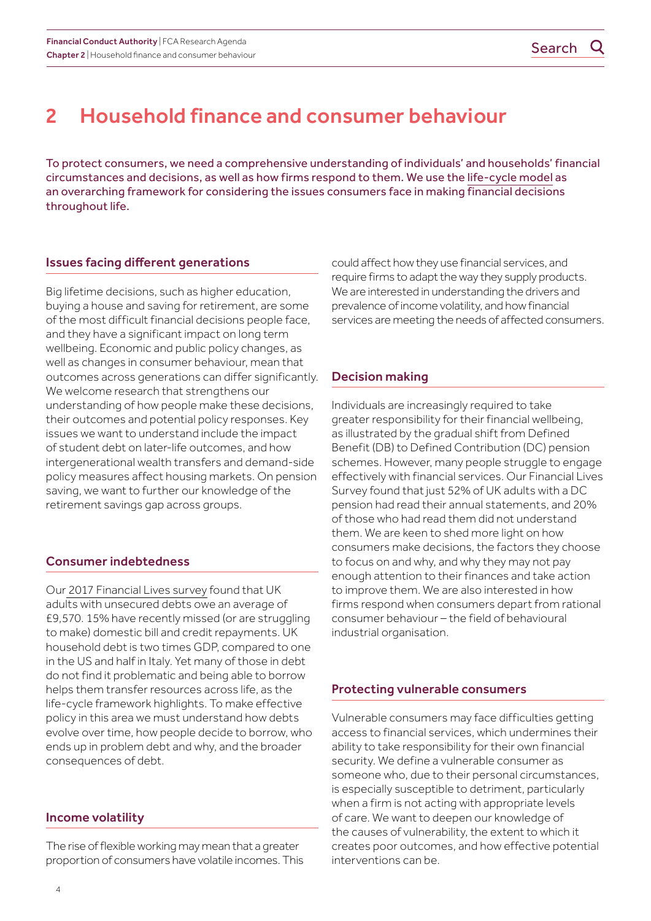# 2 Household finance and consumer behaviour

To protect consumers, we need a comprehensive understanding of individuals' and households' financial circumstances and decisions, as well as how firms respond to them. We use the life-cycle model as an overarching framework for considering the issues consumers face in making financial decisions throughout life.

### Issues facing different generations

Big lifetime decisions, such as higher education, buying a house and saving for retirement, are some of the most difficult financial decisions people face, and they have a significant impact on long term wellbeing. Economic and public policy changes, as well as changes in consumer behaviour, mean that outcomes across generations can differ significantly. We welcome research that strengthens our understanding of how people make these decisions, their outcomes and potential policy responses. Key issues we want to understand include the impact of student debt on later-life outcomes, and how intergenerational wealth transfers and demand-side policy measures affect housing markets. On pension saving, we want to further our knowledge of the retirement savings gap across groups.

### Consumer indebtedness

Our 2017 Financial Lives survey found that UK adults with unsecured debts owe an average of £9,570. 15% have recently missed (or are struggling to make) domestic bill and credit repayments. UK household debt is two times GDP, compared to one in the US and half in Italy. Yet many of those in debt do not find it problematic and being able to borrow helps them transfer resources across life, as the life-cycle framework highlights. To make effective policy in this area we must understand how debts evolve over time, how people decide to borrow, who ends up in problem debt and why, and the broader consequences of debt.

### Income volatility

The rise of flexible working may mean that a greater proportion of consumers have volatile incomes. This could affect how they use financial services, and require firms to adapt the way they supply products. We are interested in understanding the drivers and prevalence of income volatility, and how financial services are meeting the needs of affected consumers.

### Decision making

Individuals are increasingly required to take greater responsibility for their financial wellbeing, as illustrated by the gradual shift from Defined Benefit (DB) to Defined Contribution (DC) pension schemes. However, many people struggle to engage effectively with financial services. Our Financial Lives Survey found that just 52% of UK adults with a DC pension had read their annual statements, and 20% of those who had read them did not understand them. We are keen to shed more light on how consumers make decisions, the factors they choose to focus on and why, and why they may not pay enough attention to their finances and take action to improve them. We are also interested in how firms respond when consumers depart from rational consumer behaviour – the field of behavioural industrial organisation.

### Protecting vulnerable consumers

Vulnerable consumers may face difficulties getting access to financial services, which undermines their ability to take responsibility for their own financial security. We define a vulnerable consumer as someone who, due to their personal circumstances, is especially susceptible to detriment, particularly when a firm is not acting with appropriate levels of care. We want to deepen our knowledge of the causes of vulnerability, the extent to which it creates poor outcomes, and how effective potential interventions can be.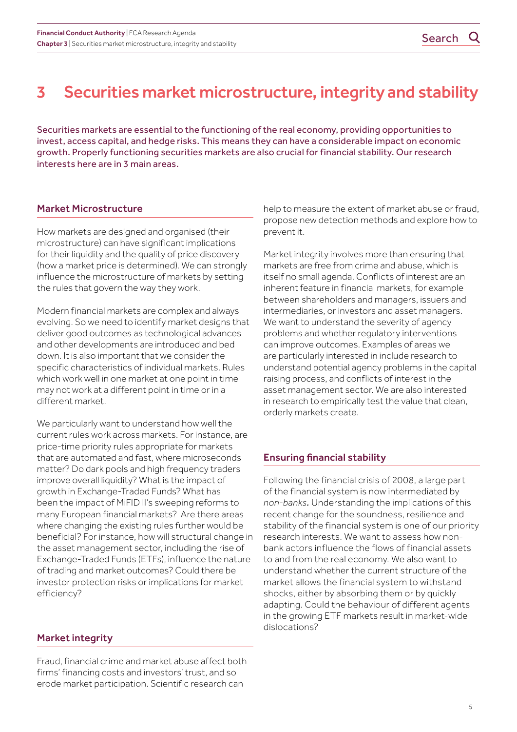# 3 Securities market microstructure, integrity and stability

Securities markets are essential to the functioning of the real economy, providing opportunities to invest, access capital, and hedge risks. This means they can have a considerable impact on economic growth. Properly functioning securities markets are also crucial for financial stability. Our research interests here are in 3 main areas.

## Market Microstructure

How markets are designed and organised (their microstructure) can have significant implications for their liquidity and the quality of price discovery (how a market price is determined). We can strongly influence the microstructure of markets by setting the rules that govern the way they work.

Modern financial markets are complex and always evolving. So we need to identify market designs that deliver good outcomes as technological advances and other developments are introduced and bed down. It is also important that we consider the specific characteristics of individual markets. Rules which work well in one market at one point in time may not work at a different point in time or in a different market.

We particularly want to understand how well the current rules work across markets. For instance, are price-time priority rules appropriate for markets that are automated and fast, where microseconds matter? Do dark pools and high frequency traders improve overall liquidity? What is the impact of growth in Exchange-Traded Funds? What has been the impact of MiFID II's sweeping reforms to many European financial markets? Are there areas where changing the existing rules further would be beneficial? For instance, how will structural change in the asset management sector, including the rise of Exchange-Traded Funds (ETFs), influence the nature of trading and market outcomes? Could there be investor protection risks or implications for market efficiency?

## Market integrity

Fraud, financial crime and market abuse affect both firms' financing costs and investors' trust, and so erode market participation. Scientific research can help to measure the extent of market abuse or fraud, propose new detection methods and explore how to prevent it.

Market integrity involves more than ensuring that markets are free from crime and abuse, which is itself no small agenda. Conflicts of interest are an inherent feature in financial markets, for example between shareholders and managers, issuers and intermediaries, or investors and asset managers. We want to understand the severity of agency problems and whether regulatory interventions can improve outcomes. Examples of areas we are particularly interested in include research to understand potential agency problems in the capital raising process, and conflicts of interest in the asset management sector. We are also interested in research to empirically test the value that clean, orderly markets create.

## Ensuring financial stability

Following the financial crisis of 2008, a large part of the financial system is now intermediated by *non-banks*. Understanding the implications of this recent change for the soundness, resilience and stability of the financial system is one of our priority research interests. We want to assess how non-bank actors influence the flows of financial assets to and from the real economy. We also want to understand whether the current structure of the market allows the financial system to withstand shocks, either by absorbing them or by quickly adapting. Could the behaviour of different agents in the growing ETF markets result in market-wide dislocations?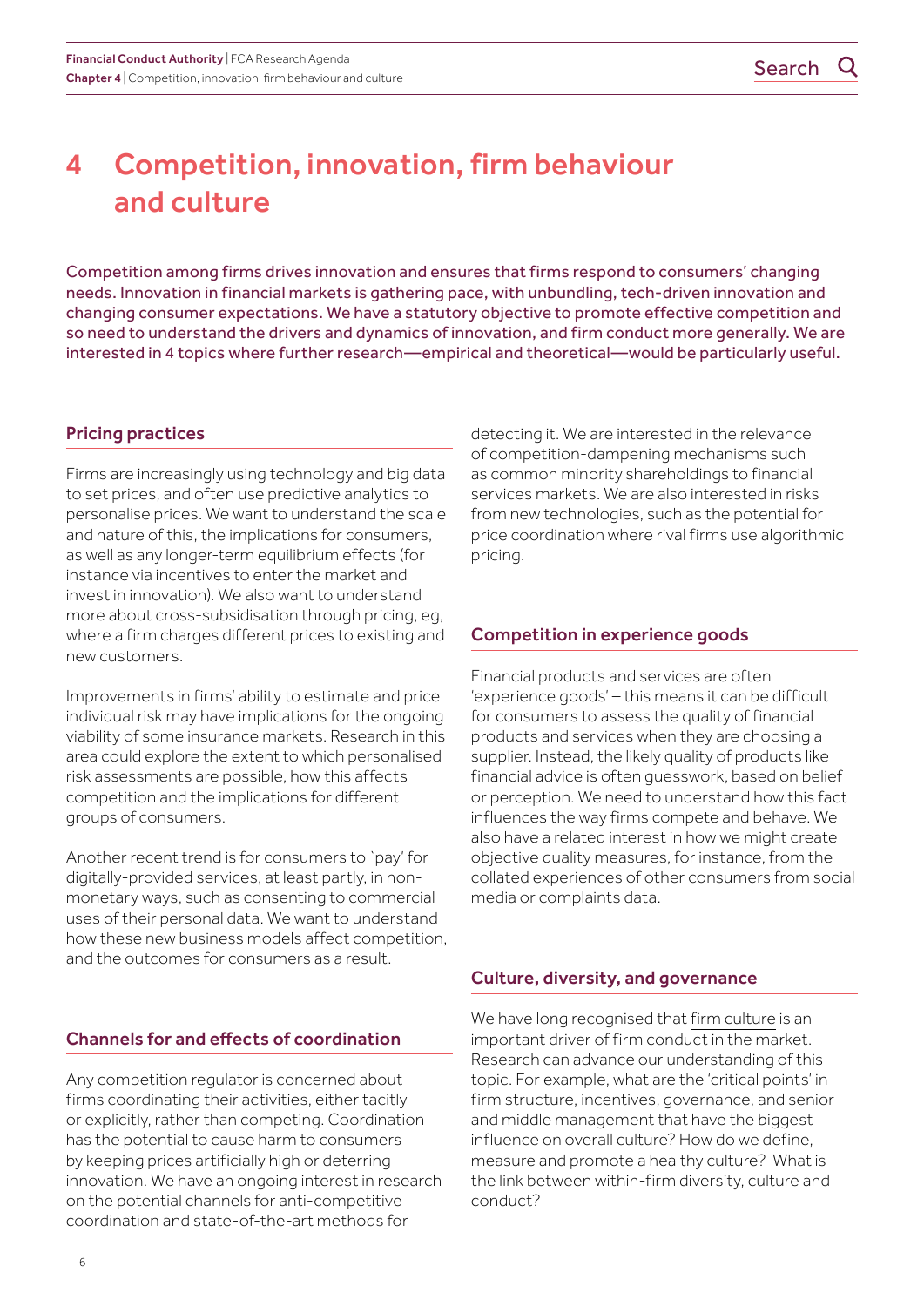# 4 Competition, innovation, firm behaviour and culture

Competition among firms drives innovation and ensures that firms respond to consumers' changing needs. Innovation in financial markets is gathering pace, with unbundling, tech-driven innovation and changing consumer expectations. We have a statutory objective to promote effective competition and so need to understand the drivers and dynamics of innovation, and firm conduct more generally. We are interested in 4 topics where further research—empirical and theoretical—would be particularly useful.

## Pricing practices

Firms are increasingly using technology and big data to set prices, and often use predictive analytics to personalise prices. We want to understand the scale and nature of this, the implications for consumers, as well as any longer-term equilibrium effects (for instance via incentives to enter the market and invest in innovation). We also want to understand more about cross-subsidisation through pricing, eg, where a firm charges different prices to existing and new customers.

Improvements in firms' ability to estimate and price individual risk may have implications for the ongoing viability of some insurance markets. Research in this area could explore the extent to which personalised risk assessments are possible, how this affects competition and the implications for different groups of consumers.

Another recent trend is for consumers to `pay' for digitally-provided services, at least partly, in non-monetary ways, such as consenting to commercial uses of their personal data. We want to understand how these new business models affect competition, and the outcomes for consumers as a result.

## Channels for and effects of coordination

Any competition regulator is concerned about firms coordinating their activities, either tacitly or explicitly, rather than competing. Coordination has the potential to cause harm to consumers by keeping prices artificially high or deterring innovation. We have an ongoing interest in research on the potential channels for anti-competitive coordination and state-of-the-art methods for detecting it. We are interested in the relevance of competition-dampening mechanisms such as common minority shareholdings to financial services markets. We are also interested in risks from new technologies, such as the potential for price coordination where rival firms use algorithmic pricing.

## Competition in experience goods

Financial products and services are often 'experience goods' – this means it can be difficult for consumers to assess the quality of financial products and services when they are choosing a supplier. Instead, the likely quality of products like financial advice is often guesswork, based on belief or perception. We need to understand how this fact influences the way firms compete and behave. We also have a related interest in how we might create objective quality measures, for instance, from the collated experiences of other consumers from social media or complaints data.

## Culture, diversity, and governance

We have long recognised that firm culture is an important driver of firm conduct in the market. Research can advance our understanding of this topic. For example, what are the 'critical points' in firm structure, incentives, governance, and senior and middle management that have the biggest influence on overall culture? How do we define, measure and promote a healthy culture? What is the link between within-firm diversity, culture and conduct?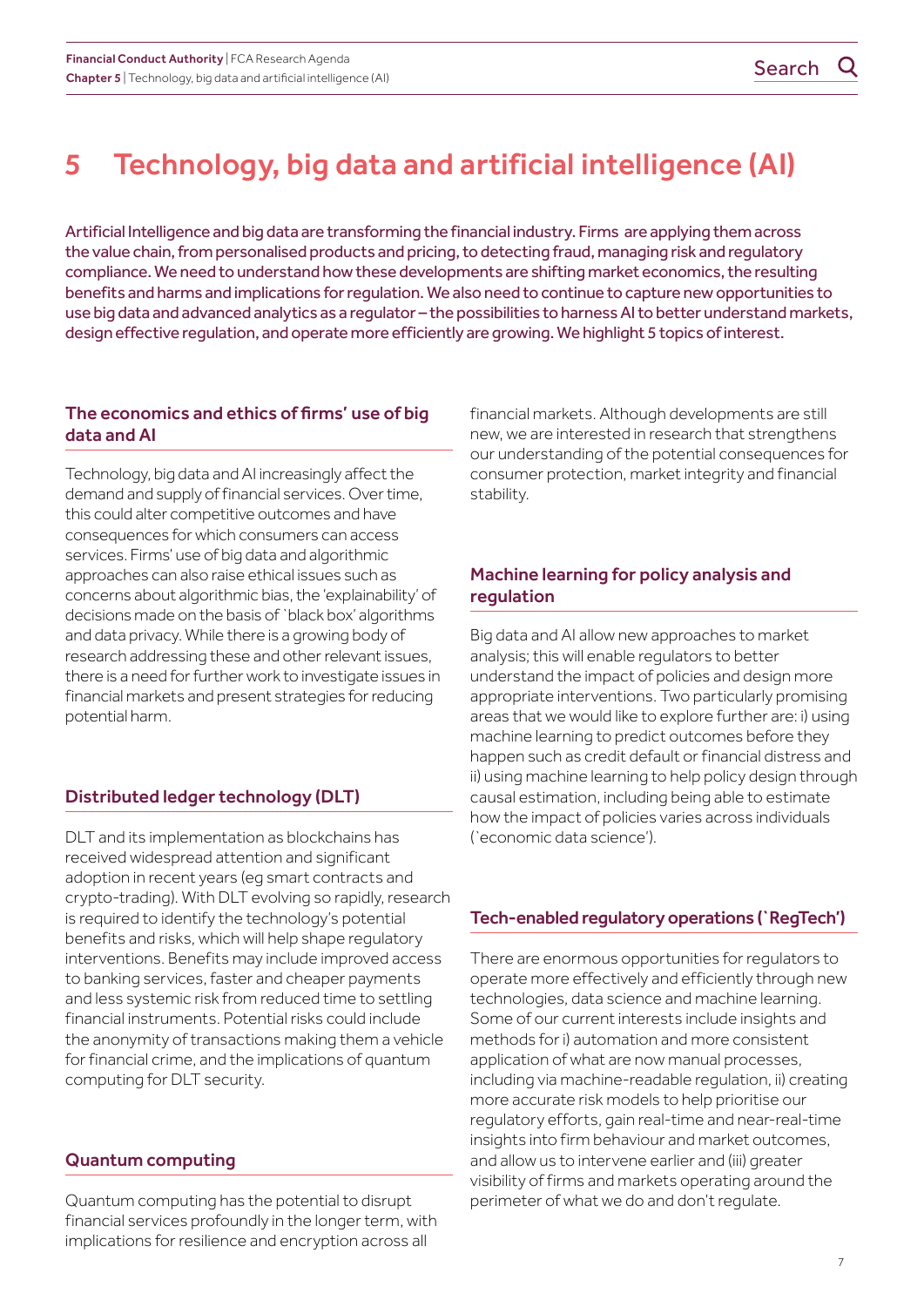# 5 Technology, big data and artificial intelligence (AI)

Artificial Intelligence and big data are transforming the financial industry. Firms are applying them across the value chain, from personalised products and pricing, to detecting fraud, managing risk and regulatory compliance. We need to understand how these developments are shifting market economics, the resulting benefits and harms and implications for regulation. We also need to continue to capture new opportunities to use big data and advanced analytics as a regulator – the possibilities to harness AI to better understand markets, design effective regulation, and operate more efficiently are growing. We highlight 5 topics of interest.

## The economics and ethics of firms' use of big data and AI

Technology, big data and AI increasingly affect the demand and supply of financial services. Over time, this could alter competitive outcomes and have consequences for which consumers can access services. Firms' use of big data and algorithmic approaches can also raise ethical issues such as concerns about algorithmic bias, the 'explainability' of decisions made on the basis of `black box' algorithms and data privacy. While there is a growing body of research addressing these and other relevant issues, there is a need for further work to investigate issues in financial markets and present strategies for reducing potential harm.

## Distributed ledger technology (DLT)

DLT and its implementation as blockchains has received widespread attention and significant adoption in recent years (eg smart contracts and crypto-trading). With DLT evolving so rapidly, research is required to identify the technology's potential benefits and risks, which will help shape regulatory interventions. Benefits may include improved access to banking services, faster and cheaper payments and less systemic risk from reduced time to settling financial instruments. Potential risks could include the anonymity of transactions making them a vehicle for financial crime, and the implications of quantum computing for DLT security.

## Quantum computing

Quantum computing has the potential to disrupt financial services profoundly in the longer term, with implications for resilience and encryption across all financial markets. Although developments are still new, we are interested in research that strengthens our understanding of the potential consequences for consumer protection, market integrity and financial stability.

## Machine learning for policy analysis and regulation

Big data and AI allow new approaches to market analysis; this will enable regulators to better understand the impact of policies and design more appropriate interventions. Two particularly promising areas that we would like to explore further are: i) using machine learning to predict outcomes before they happen such as credit default or financial distress and ii) using machine learning to help policy design through causal estimation, including being able to estimate how the impact of policies varies across individuals (`economic data science').

## Tech-enabled regulatory operations (`RegTech')

There are enormous opportunities for regulators to operate more effectively and efficiently through new technologies, data science and machine learning. Some of our current interests include insights and methods for i) automation and more consistent application of what are now manual processes, including via machine-readable regulation, ii) creating more accurate risk models to help prioritise our regulatory efforts, gain real-time and near-real-time insights into firm behaviour and market outcomes, and allow us to intervene earlier and (iii) greater visibility of firms and markets operating around the perimeter of what we do and don't regulate.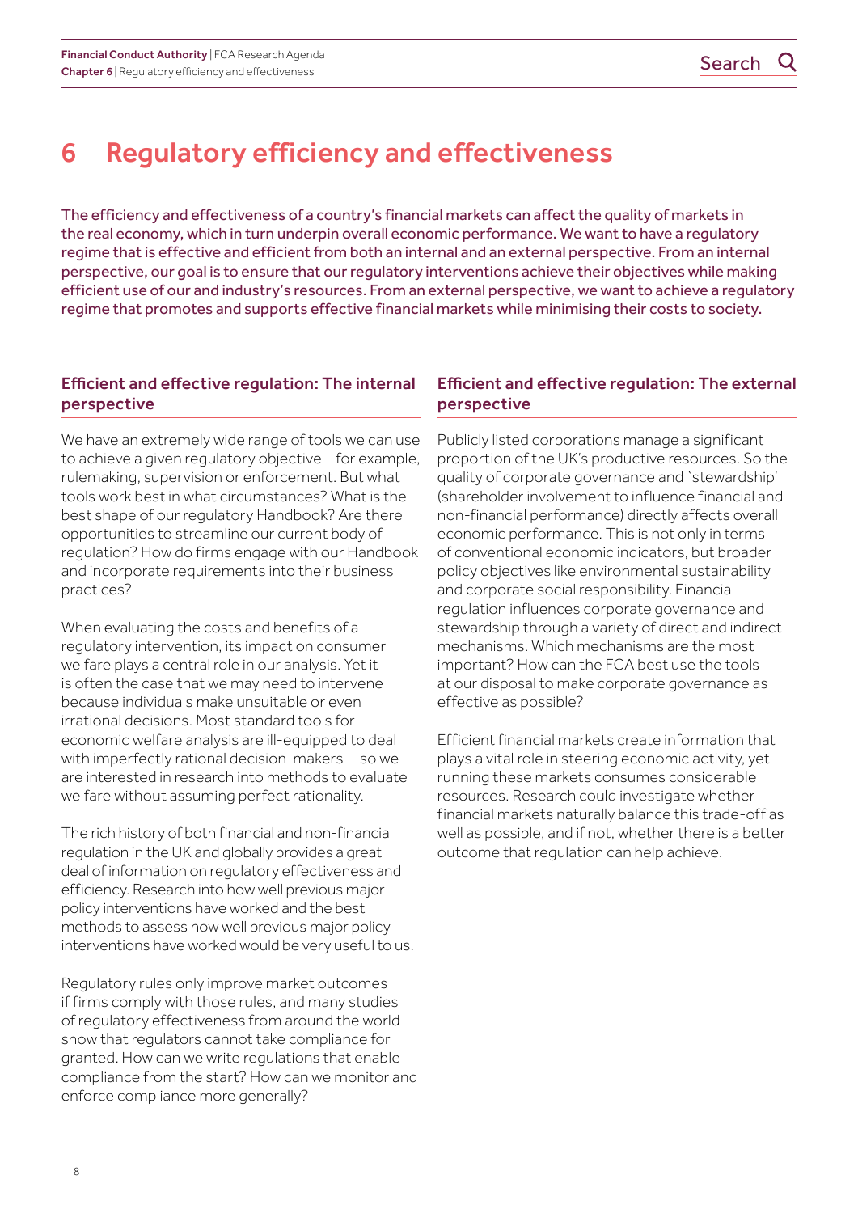# 6 Regulatory efficiency and effectiveness

The efficiency and effectiveness of a country's financial markets can affect the quality of markets in the real economy, which in turn underpin overall economic performance. We want to have a regulatory regime that is effective and efficient from both an internal and an external perspective. From an internal perspective, our goal is to ensure that our regulatory interventions achieve their objectives while making efficient use of our and industry's resources. From an external perspective, we want to achieve a regulatory regime that promotes and supports effective financial markets while minimising their costs to society.

## Efficient and effective regulation: The internal perspective

We have an extremely wide range of tools we can use to achieve a given regulatory objective – for example, rulemaking, supervision or enforcement. But what tools work best in what circumstances? What is the best shape of our regulatory Handbook? Are there opportunities to streamline our current body of regulation? How do firms engage with our Handbook and incorporate requirements into their business practices?

When evaluating the costs and benefits of a regulatory intervention, its impact on consumer welfare plays a central role in our analysis. Yet it is often the case that we may need to intervene because individuals make unsuitable or even irrational decisions. Most standard tools for economic welfare analysis are ill-equipped to deal with imperfectly rational decision-makers—so we are interested in research into methods to evaluate welfare without assuming perfect rationality.

The rich history of both financial and non-financial regulation in the UK and globally provides a great deal of information on regulatory effectiveness and efficiency. Research into how well previous major policy interventions have worked and the best methods to assess how well previous major policy interventions have worked would be very useful to us.

Regulatory rules only improve market outcomes if firms comply with those rules, and many studies of regulatory effectiveness from around the world show that regulators cannot take compliance for granted. How can we write regulations that enable compliance from the start? How can we monitor and enforce compliance more generally?

## Efficient and effective regulation: The external perspective

Publicly listed corporations manage a significant proportion of the UK's productive resources. So the quality of corporate governance and `stewardship' (shareholder involvement to influence financial and non-financial performance) directly affects overall economic performance. This is not only in terms of conventional economic indicators, but broader policy objectives like environmental sustainability and corporate social responsibility. Financial regulation influences corporate governance and stewardship through a variety of direct and indirect mechanisms. Which mechanisms are the most important? How can the FCA best use the tools at our disposal to make corporate governance as effective as possible?

Efficient financial markets create information that plays a vital role in steering economic activity, yet running these markets consumes considerable resources. Research could investigate whether financial markets naturally balance this trade-off as well as possible, and if not, whether there is a better outcome that regulation can help achieve.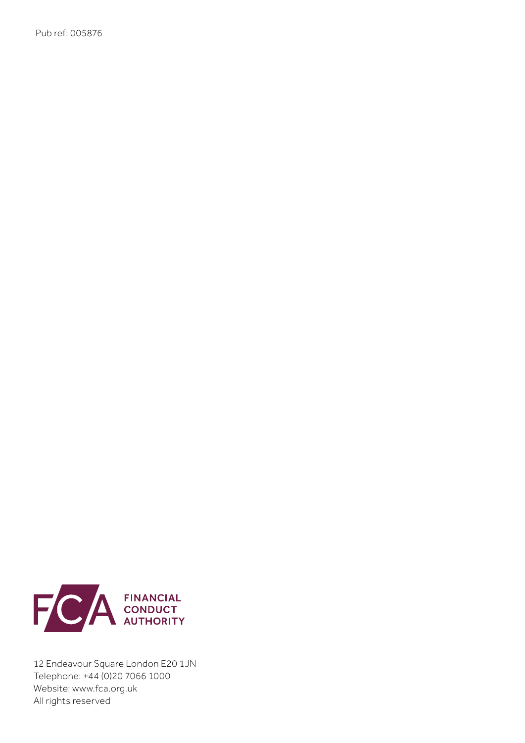Pub ref: 005876

FINANCIAL CONDUCT AUTHORITY

12 Endeavour Square London E20 1JN
Telephone: +44 (0)20 7066 1000
Website: www.fca.org.uk
All rights reserved